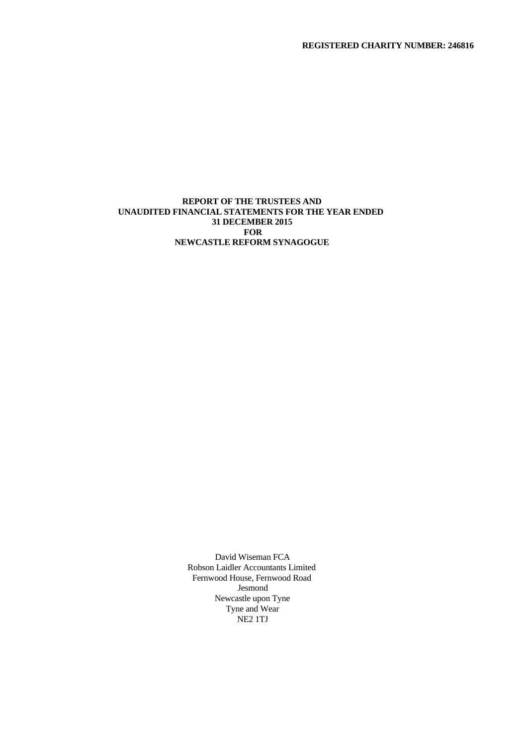**REGISTERED CHARITY NUMBER: 246816**

# REPORT OF THE TRUSTEES AND UNAUDITED FINANCIAL STATEMENTS FOR THE YEAR ENDED 31 DECEMBER 2015 FOR NEWCASTLE REFORM SYNAGOGUE

David Wiseman FCA
Robson Laidler Accountants Limited
Fernwood House, Fernwood Road
Jesmond
Newcastle upon Tyne
Tyne and Wear
NE2 1TJ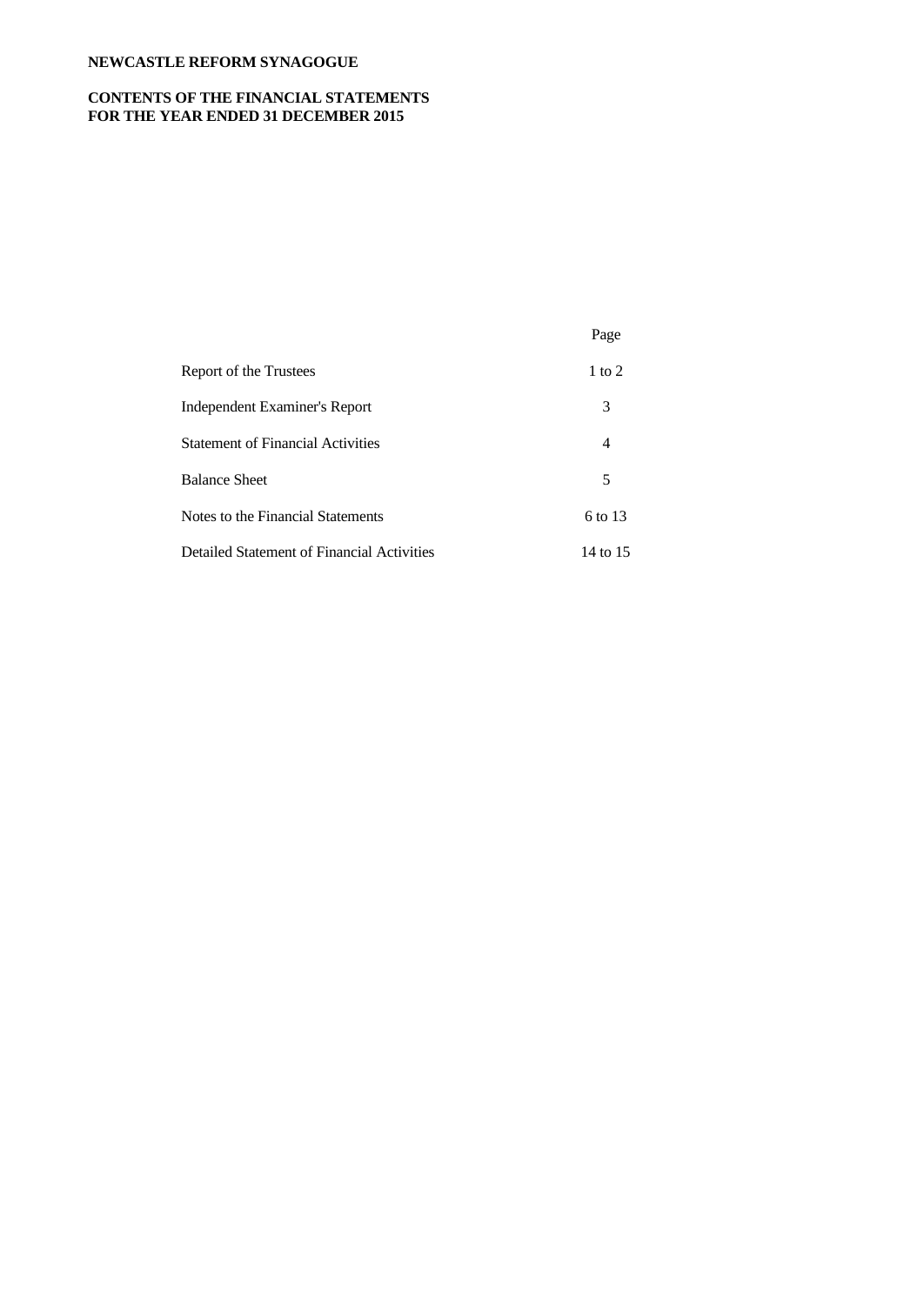**NEWCASTLE REFORM SYNAGOGUE**

**CONTENTS OF THE FINANCIAL STATEMENTS**
**FOR THE YEAR ENDED 31 DECEMBER 2015**

| | Page |
|---|---|
| Report of the Trustees | 1 to 2 |
| Independent Examiner's Report | 3 |
| Statement of Financial Activities | 4 |
| Balance Sheet | 5 |
| Notes to the Financial Statements | 6 to 13 |
| Detailed Statement of Financial Activities | 14 to 15 |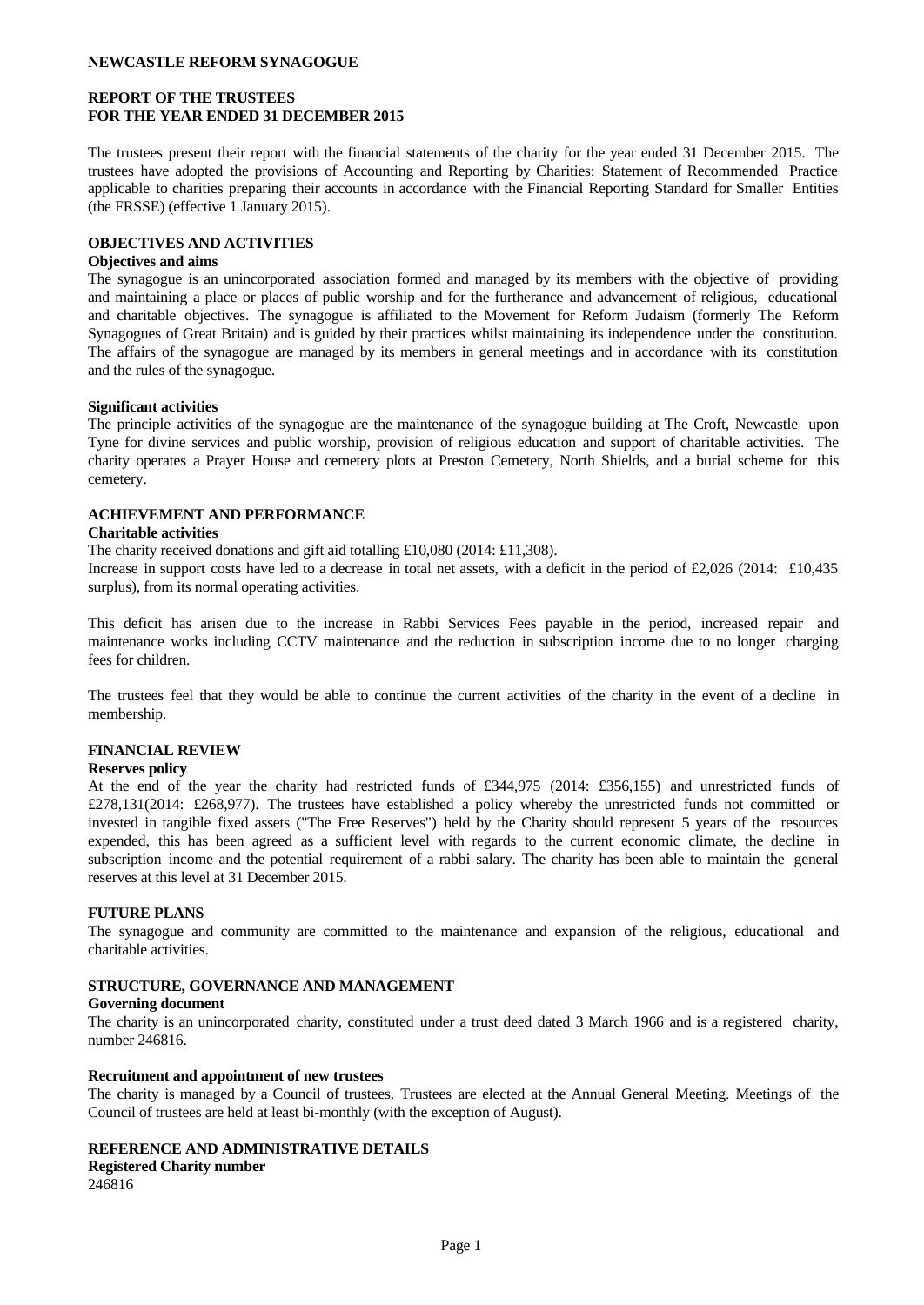**NEWCASTLE REFORM SYNAGOGUE**

**REPORT OF THE TRUSTEES**
**FOR THE YEAR ENDED 31 DECEMBER 2015**

The trustees present their report with the financial statements of the charity for the year ended 31 December 2015. The trustees have adopted the provisions of Accounting and Reporting by Charities: Statement of Recommended Practice applicable to charities preparing their accounts in accordance with the Financial Reporting Standard for Smaller Entities (the FRSSE) (effective 1 January 2015).

## OBJECTIVES AND ACTIVITIES

### Objectives and aims

The synagogue is an unincorporated association formed and managed by its members with the objective of providing and maintaining a place or places of public worship and for the furtherance and advancement of religious, educational and charitable objectives. The synagogue is affiliated to the Movement for Reform Judaism (formerly The Reform Synagogues of Great Britain) and is guided by their practices whilst maintaining its independence under the constitution. The affairs of the synagogue are managed by its members in general meetings and in accordance with its constitution and the rules of the synagogue.

### Significant activities

The principle activities of the synagogue are the maintenance of the synagogue building at The Croft, Newcastle upon Tyne for divine services and public worship, provision of religious education and support of charitable activities. The charity operates a Prayer House and cemetery plots at Preston Cemetery, North Shields, and a burial scheme for this cemetery.

## ACHIEVEMENT AND PERFORMANCE

### Charitable activities

The charity received donations and gift aid totalling £10,080 (2014: £11,308).
Increase in support costs have led to a decrease in total net assets, with a deficit in the period of £2,026 (2014: £10,435 surplus), from its normal operating activities.

This deficit has arisen due to the increase in Rabbi Services Fees payable in the period, increased repair and maintenance works including CCTV maintenance and the reduction in subscription income due to no longer charging fees for children.

The trustees feel that they would be able to continue the current activities of the charity in the event of a decline in membership.

## FINANCIAL REVIEW

### Reserves policy

At the end of the year the charity had restricted funds of £344,975 (2014: £356,155) and unrestricted funds of £278,131(2014: £268,977). The trustees have established a policy whereby the unrestricted funds not committed or invested in tangible fixed assets ("The Free Reserves") held by the Charity should represent 5 years of the resources expended, this has been agreed as a sufficient level with regards to the current economic climate, the decline in subscription income and the potential requirement of a rabbi salary. The charity has been able to maintain the general reserves at this level at 31 December 2015.

## FUTURE PLANS

The synagogue and community are committed to the maintenance and expansion of the religious, educational and charitable activities.

## STRUCTURE, GOVERNANCE AND MANAGEMENT

### Governing document

The charity is an unincorporated charity, constituted under a trust deed dated 3 March 1966 and is a registered charity, number 246816.

### Recruitment and appointment of new trustees

The charity is managed by a Council of trustees. Trustees are elected at the Annual General Meeting. Meetings of the Council of trustees are held at least bi-monthly (with the exception of August).

## REFERENCE AND ADMINISTRATIVE DETAILS

### Registered Charity number

246816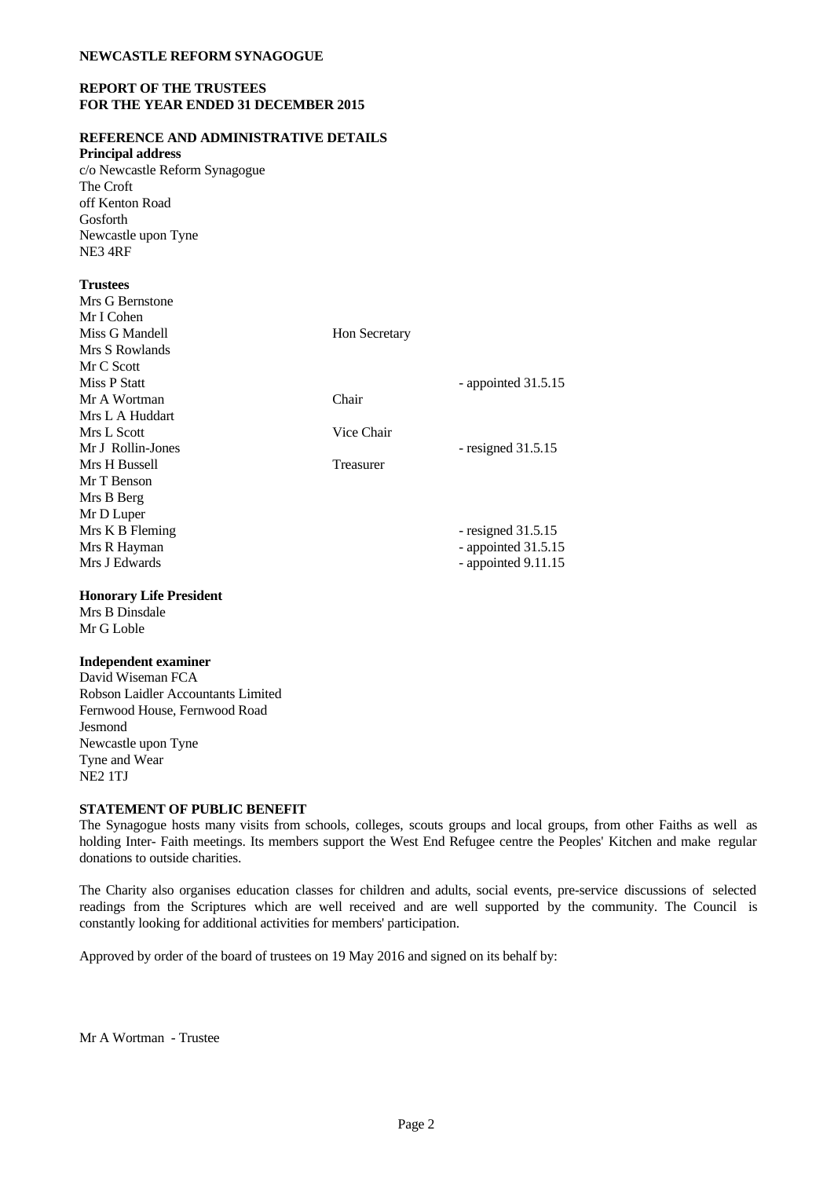**NEWCASTLE REFORM SYNAGOGUE**

**REPORT OF THE TRUSTEES**
**FOR THE YEAR ENDED 31 DECEMBER 2015**

## REFERENCE AND ADMINISTRATIVE DETAILS

**Principal address**
c/o Newcastle Reform Synagogue
The Croft
off Kenton Road
Gosforth
Newcastle upon Tyne
NE3 4RF

**Trustees**

| Name | Role | Note |
|---|---|---|
| Mrs G Bernstone | | |
| Mr I Cohen | | |
| Miss G Mandell | Hon Secretary | |
| Mrs S Rowlands | | |
| Mr C Scott | | |
| Miss P Statt | | - appointed 31.5.15 |
| Mr A Wortman | Chair | |
| Mrs L A Huddart | | |
| Mrs L Scott | Vice Chair | |
| Mr J Rollin-Jones | | - resigned 31.5.15 |
| Mrs H Bussell | Treasurer | |
| Mr T Benson | | |
| Mrs B Berg | | |
| Mr D Luper | | |
| Mrs K B Fleming | | - resigned 31.5.15 |
| Mrs R Hayman | | - appointed 31.5.15 |
| Mrs J Edwards | | - appointed 9.11.15 |

**Honorary Life President**
Mrs B Dinsdale
Mr G Loble

**Independent examiner**
David Wiseman FCA
Robson Laidler Accountants Limited
Fernwood House, Fernwood Road
Jesmond
Newcastle upon Tyne
Tyne and Wear
NE2 1TJ

## STATEMENT OF PUBLIC BENEFIT

The Synagogue hosts many visits from schools, colleges, scouts groups and local groups, from other Faiths as well as holding Inter- Faith meetings. Its members support the West End Refugee centre the Peoples' Kitchen and make regular donations to outside charities.

The Charity also organises education classes for children and adults, social events, pre-service discussions of selected readings from the Scriptures which are well received and are well supported by the community. The Council is constantly looking for additional activities for members' participation.

Approved by order of the board of trustees on 19 May 2016 and signed on its behalf by:

Mr A Wortman - Trustee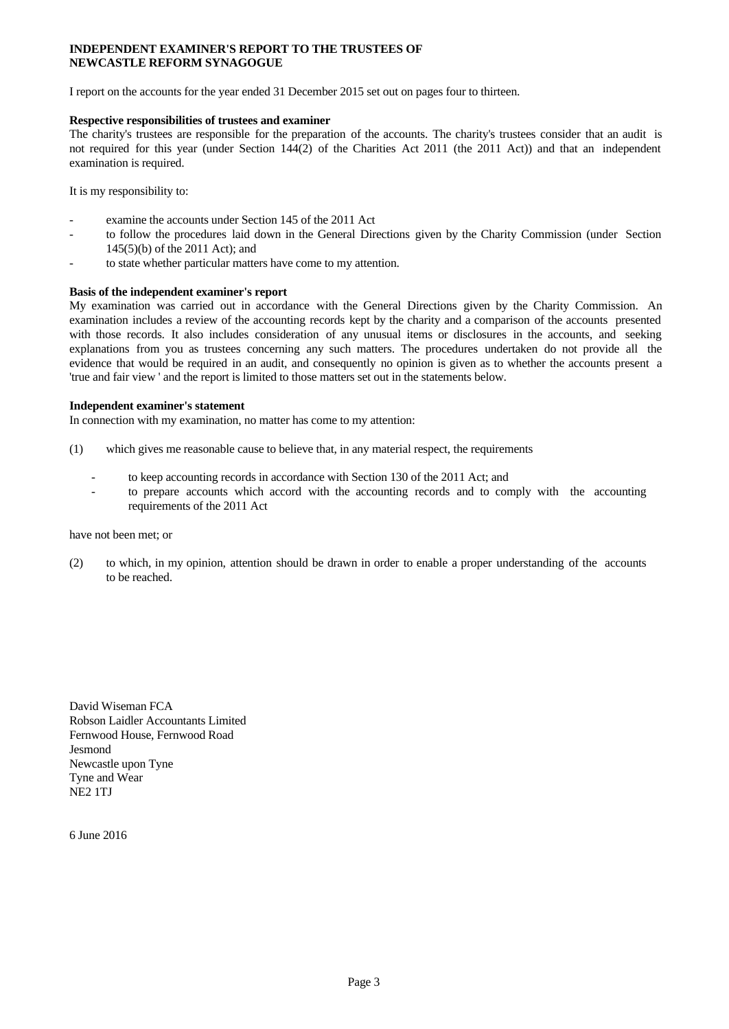**INDEPENDENT EXAMINER'S REPORT TO THE TRUSTEES OF NEWCASTLE REFORM SYNAGOGUE**

I report on the accounts for the year ended 31 December 2015 set out on pages four to thirteen.

**Respective responsibilities of trustees and examiner**

The charity's trustees are responsible for the preparation of the accounts. The charity's trustees consider that an audit is not required for this year (under Section 144(2) of the Charities Act 2011 (the 2011 Act)) and that an independent examination is required.

It is my responsibility to:

- examine the accounts under Section 145 of the 2011 Act
- to follow the procedures laid down in the General Directions given by the Charity Commission (under Section 145(5)(b) of the 2011 Act); and
- to state whether particular matters have come to my attention.

**Basis of the independent examiner's report**

My examination was carried out in accordance with the General Directions given by the Charity Commission. An examination includes a review of the accounting records kept by the charity and a comparison of the accounts presented with those records. It also includes consideration of any unusual items or disclosures in the accounts, and seeking explanations from you as trustees concerning any such matters. The procedures undertaken do not provide all the evidence that would be required in an audit, and consequently no opinion is given as to whether the accounts present a 'true and fair view ' and the report is limited to those matters set out in the statements below.

**Independent examiner's statement**

In connection with my examination, no matter has come to my attention:

(1) which gives me reasonable cause to believe that, in any material respect, the requirements

- to keep accounting records in accordance with Section 130 of the 2011 Act; and
- to prepare accounts which accord with the accounting records and to comply with the accounting requirements of the 2011 Act

have not been met; or

(2) to which, in my opinion, attention should be drawn in order to enable a proper understanding of the accounts to be reached.

David Wiseman FCA
Robson Laidler Accountants Limited
Fernwood House, Fernwood Road
Jesmond
Newcastle upon Tyne
Tyne and Wear
NE2 1TJ

6 June 2016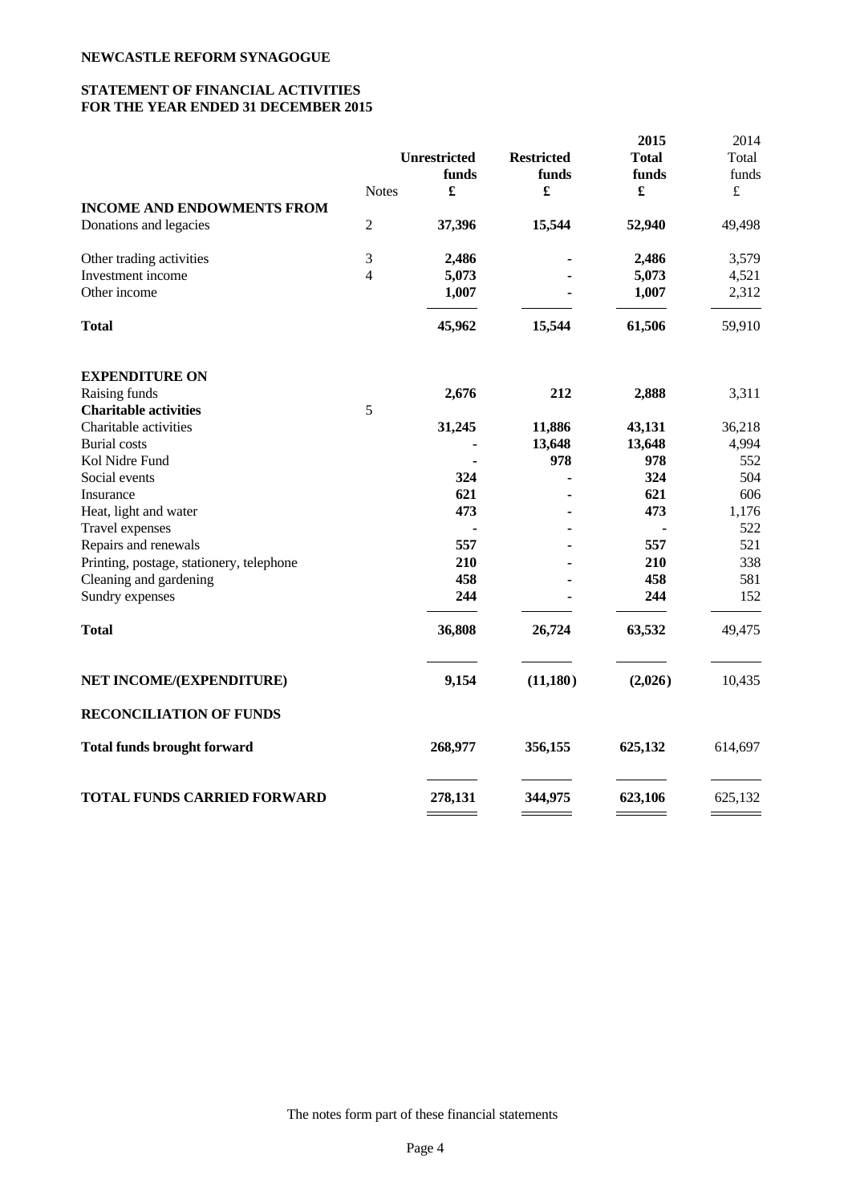**NEWCASTLE REFORM SYNAGOGUE**

**STATEMENT OF FINANCIAL ACTIVITIES**
**FOR THE YEAR ENDED 31 DECEMBER 2015**

| | Notes | Unrestricted funds £ | Restricted funds £ | 2015 Total funds £ | 2014 Total funds £ |
|---|---|---|---|---|---|
| **INCOME AND ENDOWMENTS FROM** | | | | | |
| Donations and legacies | 2 | **37,396** | **15,544** | **52,940** | 49,498 |
| Other trading activities | 3 | **2,486** | **-** | **2,486** | 3,579 |
| Investment income | 4 | **5,073** | **-** | **5,073** | 4,521 |
| Other income | | **1,007** | **-** | **1,007** | 2,312 |
| **Total** | | **45,962** | **15,544** | **61,506** | 59,910 |
| **EXPENDITURE ON** | | | | | |
| Raising funds | | **2,676** | **212** | **2,888** | 3,311 |
| **Charitable activities** | 5 | | | | |
| Charitable activities | | **31,245** | **11,886** | **43,131** | 36,218 |
| Burial costs | | **-** | **13,648** | **13,648** | 4,994 |
| Kol Nidre Fund | | **-** | **978** | **978** | 552 |
| Social events | | **324** | **-** | **324** | 504 |
| Insurance | | **621** | **-** | **621** | 606 |
| Heat, light and water | | **473** | **-** | **473** | 1,176 |
| Travel expenses | | **-** | **-** | **-** | 522 |
| Repairs and renewals | | **557** | **-** | **557** | 521 |
| Printing, postage, stationery, telephone | | **210** | **-** | **210** | 338 |
| Cleaning and gardening | | **458** | **-** | **458** | 581 |
| Sundry expenses | | **244** | **-** | **244** | 152 |
| **Total** | | **36,808** | **26,724** | **63,532** | 49,475 |
| **NET INCOME/(EXPENDITURE)** | | **9,154** | **(11,180)** | **(2,026)** | 10,435 |
| **RECONCILIATION OF FUNDS** | | | | | |
| **Total funds brought forward** | | **268,977** | **356,155** | **625,132** | 614,697 |
| **TOTAL FUNDS CARRIED FORWARD** | | **278,131** | **344,975** | **623,106** | 625,132 |

The notes form part of these financial statements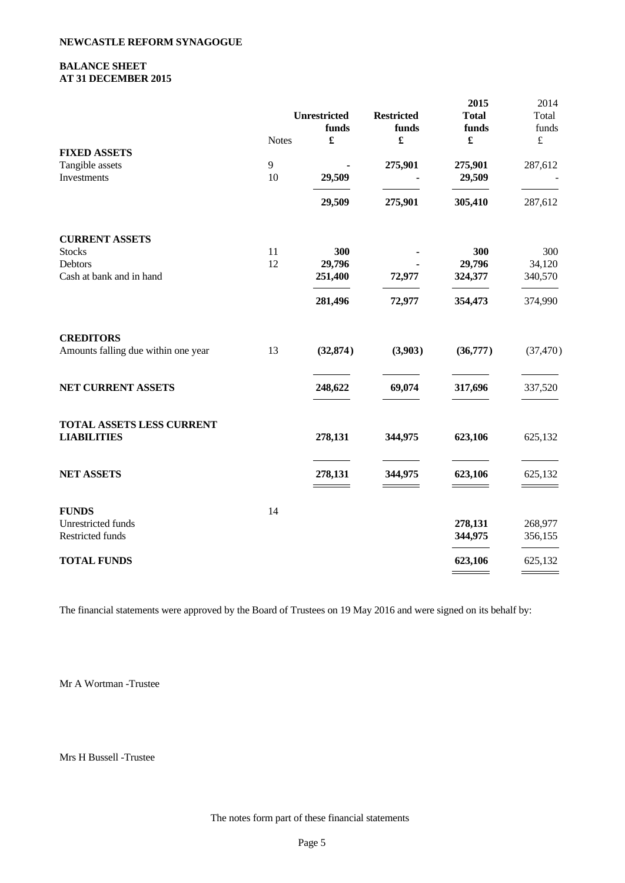**NEWCASTLE REFORM SYNAGOGUE**

**BALANCE SHEET**
**AT 31 DECEMBER 2015**

| | Notes | Unrestricted funds £ | Restricted funds £ | 2015 Total funds £ | 2014 Total funds £ |
|---|---|---|---|---|---|
| **FIXED ASSETS** | | | | | |
| Tangible assets | 9 | - | 275,901 | 275,901 | 287,612 |
| Investments | 10 | 29,509 | - | 29,509 | - |
| | | 29,509 | 275,901 | 305,410 | 287,612 |
| **CURRENT ASSETS** | | | | | |
| Stocks | 11 | 300 | - | 300 | 300 |
| Debtors | 12 | 29,796 | - | 29,796 | 34,120 |
| Cash at bank and in hand | | 251,400 | 72,977 | 324,377 | 340,570 |
| | | 281,496 | 72,977 | 354,473 | 374,990 |
| **CREDITORS** | | | | | |
| Amounts falling due within one year | 13 | (32,874) | (3,903) | (36,777) | (37,470) |
| **NET CURRENT ASSETS** | | 248,622 | 69,074 | 317,696 | 337,520 |
| **TOTAL ASSETS LESS CURRENT LIABILITIES** | | 278,131 | 344,975 | 623,106 | 625,132 |
| **NET ASSETS** | | 278,131 | 344,975 | 623,106 | 625,132 |
| **FUNDS** | 14 | | | | |
| Unrestricted funds | | | | 278,131 | 268,977 |
| Restricted funds | | | | 344,975 | 356,155 |
| **TOTAL FUNDS** | | | | 623,106 | 625,132 |

The financial statements were approved by the Board of Trustees on 19 May 2016 and were signed on its behalf by:

Mr A Wortman -Trustee

Mrs H Bussell -Trustee

The notes form part of these financial statements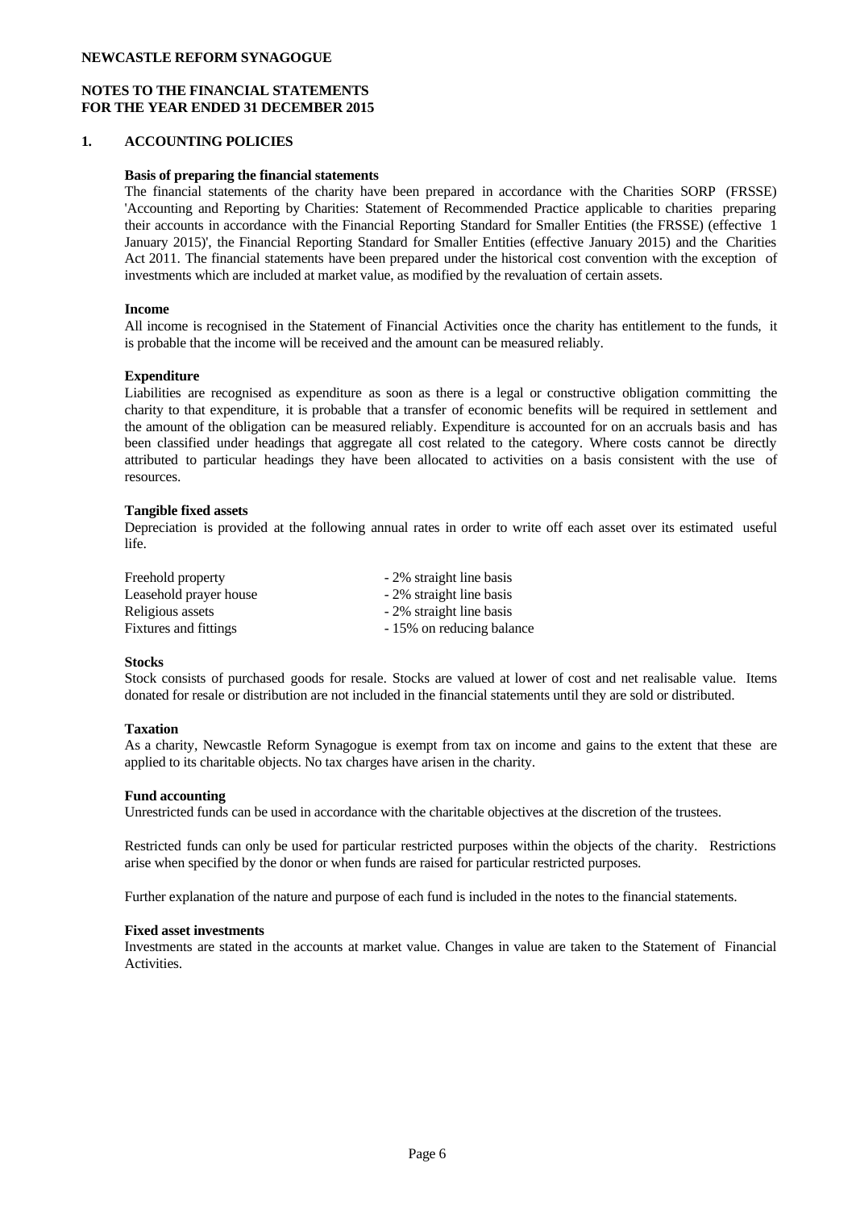**NEWCASTLE REFORM SYNAGOGUE**

**NOTES TO THE FINANCIAL STATEMENTS**
**FOR THE YEAR ENDED 31 DECEMBER 2015**

## 1. ACCOUNTING POLICIES

**Basis of preparing the financial statements**

The financial statements of the charity have been prepared in accordance with the Charities SORP (FRSSE) 'Accounting and Reporting by Charities: Statement of Recommended Practice applicable to charities preparing their accounts in accordance with the Financial Reporting Standard for Smaller Entities (the FRSSE) (effective 1 January 2015)', the Financial Reporting Standard for Smaller Entities (effective January 2015) and the Charities Act 2011. The financial statements have been prepared under the historical cost convention with the exception of investments which are included at market value, as modified by the revaluation of certain assets.

**Income**

All income is recognised in the Statement of Financial Activities once the charity has entitlement to the funds, it is probable that the income will be received and the amount can be measured reliably.

**Expenditure**

Liabilities are recognised as expenditure as soon as there is a legal or constructive obligation committing the charity to that expenditure, it is probable that a transfer of economic benefits will be required in settlement and the amount of the obligation can be measured reliably. Expenditure is accounted for on an accruals basis and has been classified under headings that aggregate all cost related to the category. Where costs cannot be directly attributed to particular headings they have been allocated to activities on a basis consistent with the use of resources.

**Tangible fixed assets**

Depreciation is provided at the following annual rates in order to write off each asset over its estimated useful life.

| | |
|---|---|
| Freehold property | - 2% straight line basis |
| Leasehold prayer house | - 2% straight line basis |
| Religious assets | - 2% straight line basis |
| Fixtures and fittings | - 15% on reducing balance |

**Stocks**

Stock consists of purchased goods for resale. Stocks are valued at lower of cost and net realisable value. Items donated for resale or distribution are not included in the financial statements until they are sold or distributed.

**Taxation**

As a charity, Newcastle Reform Synagogue is exempt from tax on income and gains to the extent that these are applied to its charitable objects. No tax charges have arisen in the charity.

**Fund accounting**

Unrestricted funds can be used in accordance with the charitable objectives at the discretion of the trustees.

Restricted funds can only be used for particular restricted purposes within the objects of the charity. Restrictions arise when specified by the donor or when funds are raised for particular restricted purposes.

Further explanation of the nature and purpose of each fund is included in the notes to the financial statements.

**Fixed asset investments**

Investments are stated in the accounts at market value. Changes in value are taken to the Statement of Financial Activities.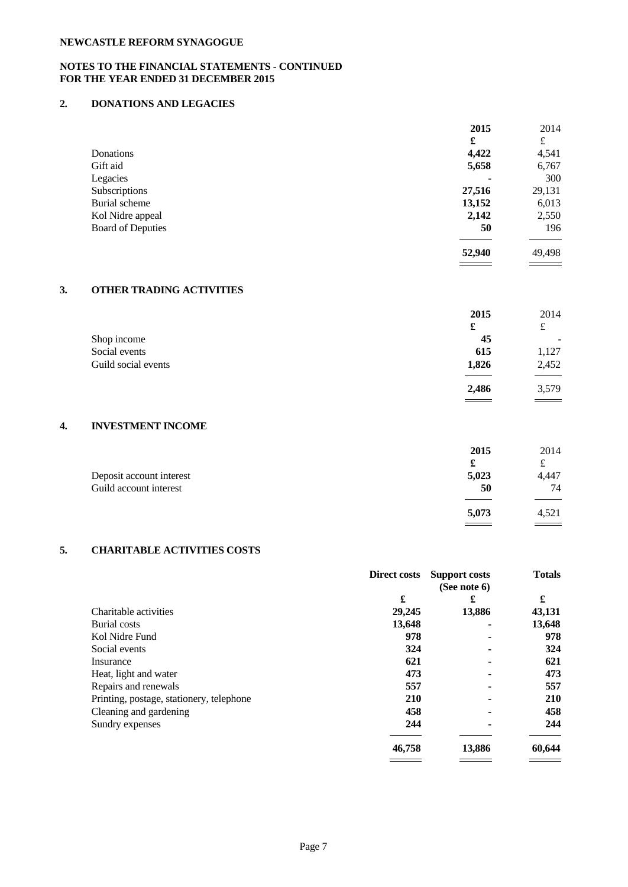**NEWCASTLE REFORM SYNAGOGUE**

**NOTES TO THE FINANCIAL STATEMENTS - CONTINUED**
**FOR THE YEAR ENDED 31 DECEMBER 2015**

## 2. DONATIONS AND LEGACIES

| | 2015 | 2014 |
|---|---|---|
| | £ | £ |
| Donations | 4,422 | 4,541 |
| Gift aid | 5,658 | 6,767 |
| Legacies | - | 300 |
| Subscriptions | 27,516 | 29,131 |
| Burial scheme | 13,152 | 6,013 |
| Kol Nidre appeal | 2,142 | 2,550 |
| Board of Deputies | 50 | 196 |
| | 52,940 | 49,498 |

## 3. OTHER TRADING ACTIVITIES

| | 2015 | 2014 |
|---|---|---|
| | £ | £ |
| Shop income | 45 | - |
| Social events | 615 | 1,127 |
| Guild social events | 1,826 | 2,452 |
| | 2,486 | 3,579 |

## 4. INVESTMENT INCOME

| | 2015 | 2014 |
|---|---|---|
| | £ | £ |
| Deposit account interest | 5,023 | 4,447 |
| Guild account interest | 50 | 74 |
| | 5,073 | 4,521 |

## 5. CHARITABLE ACTIVITIES COSTS

| | Direct costs | Support costs (See note 6) | Totals |
|---|---|---|---|
| | £ | £ | £ |
| Charitable activities | 29,245 | 13,886 | 43,131 |
| Burial costs | 13,648 | - | 13,648 |
| Kol Nidre Fund | 978 | - | 978 |
| Social events | 324 | - | 324 |
| Insurance | 621 | - | 621 |
| Heat, light and water | 473 | - | 473 |
| Repairs and renewals | 557 | - | 557 |
| Printing, postage, stationery, telephone | 210 | - | 210 |
| Cleaning and gardening | 458 | - | 458 |
| Sundry expenses | 244 | - | 244 |
| | 46,758 | 13,886 | 60,644 |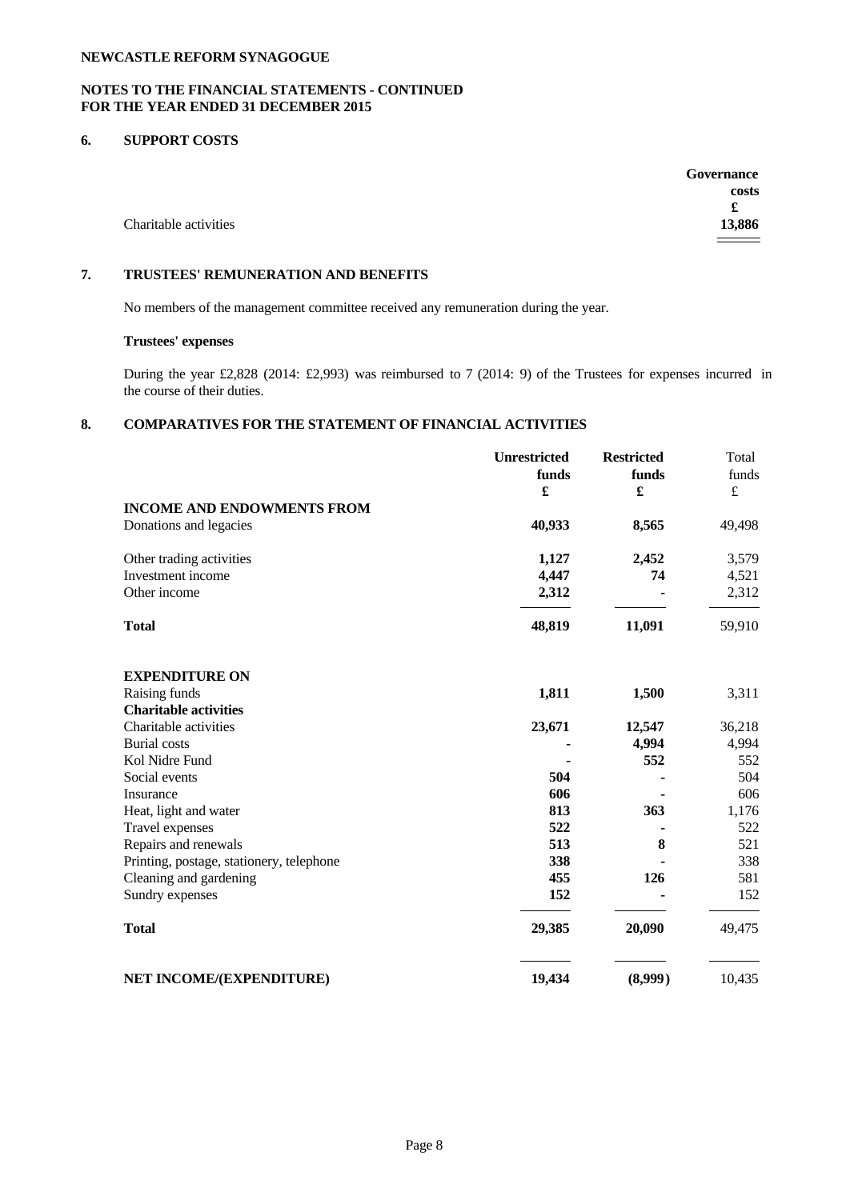## NOTES TO THE FINANCIAL STATEMENTS - CONTINUED
## FOR THE YEAR ENDED 31 DECEMBER 2015

### 6. SUPPORT COSTS

| | Governance costs £ |
|---|---|
| Charitable activities | **13,886** |

### 7. TRUSTEES' REMUNERATION AND BENEFITS

No members of the management committee received any remuneration during the year.

**Trustees' expenses**

During the year £2,828 (2014: £2,993) was reimbursed to 7 (2014: 9) of the Trustees for expenses incurred in the course of their duties.

### 8. COMPARATIVES FOR THE STATEMENT OF FINANCIAL ACTIVITIES

| | Unrestricted funds £ | Restricted funds £ | Total funds £ |
|---|---|---|---|
| **INCOME AND ENDOWMENTS FROM** | | | |
| Donations and legacies | **40,933** | **8,565** | 49,498 |
| Other trading activities | **1,127** | **2,452** | 3,579 |
| Investment income | **4,447** | **74** | 4,521 |
| Other income | **2,312** | **-** | 2,312 |
| **Total** | **48,819** | **11,091** | 59,910 |
| **EXPENDITURE ON** | | | |
| Raising funds | **1,811** | **1,500** | 3,311 |
| **Charitable activities** | | | |
| Charitable activities | **23,671** | **12,547** | 36,218 |
| Burial costs | **-** | **4,994** | 4,994 |
| Kol Nidre Fund | **-** | **552** | 552 |
| Social events | **504** | **-** | 504 |
| Insurance | **606** | **-** | 606 |
| Heat, light and water | **813** | **363** | 1,176 |
| Travel expenses | **522** | **-** | 522 |
| Repairs and renewals | **513** | **8** | 521 |
| Printing, postage, stationery, telephone | **338** | **-** | 338 |
| Cleaning and gardening | **455** | **126** | 581 |
| Sundry expenses | **152** | **-** | 152 |
| **Total** | **29,385** | **20,090** | 49,475 |
| **NET INCOME/(EXPENDITURE)** | **19,434** | **(8,999)** | 10,435 |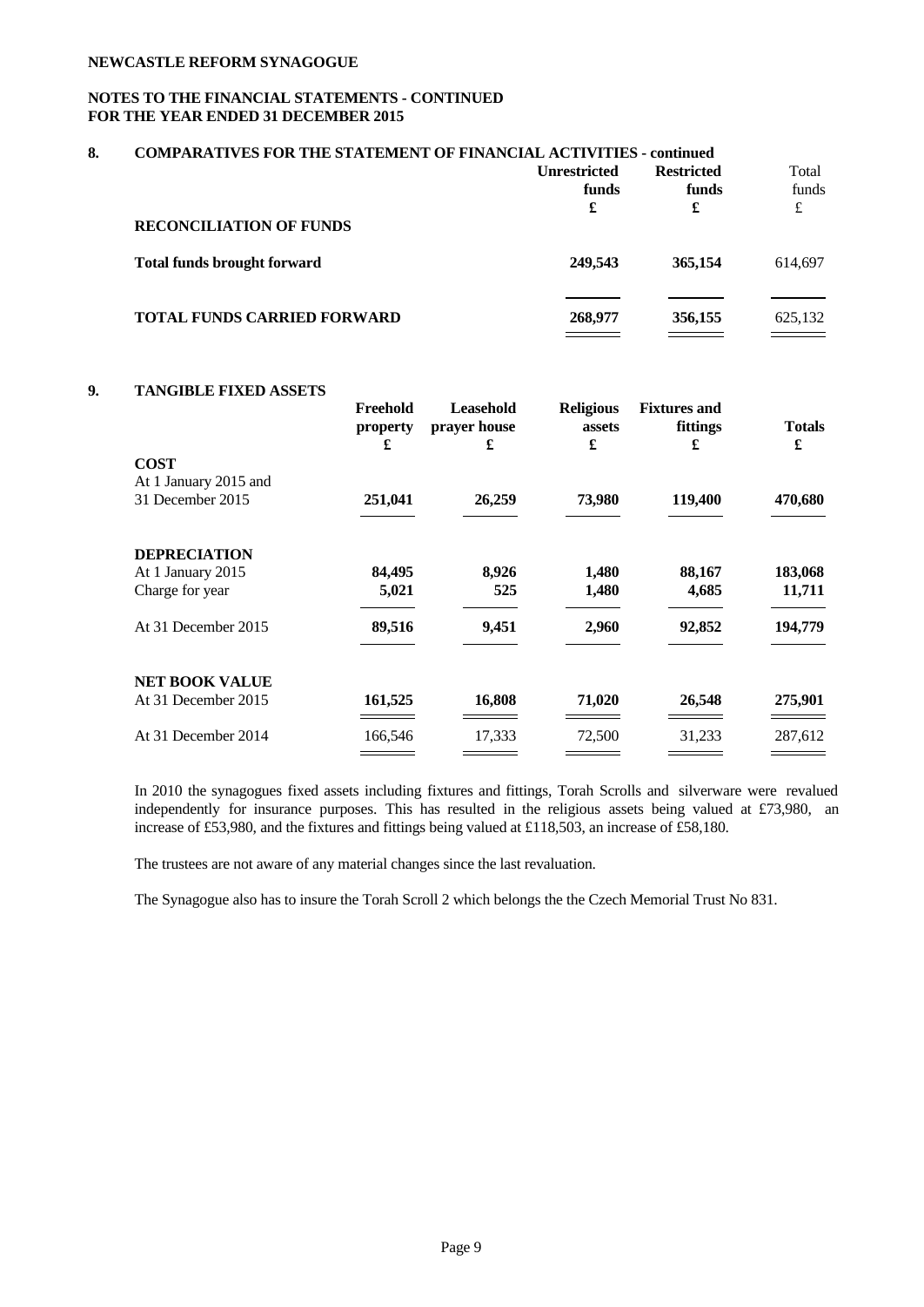## NOTES TO THE FINANCIAL STATEMENTS - CONTINUED FOR THE YEAR ENDED 31 DECEMBER 2015

### 8. COMPARATIVES FOR THE STATEMENT OF FINANCIAL ACTIVITIES - continued

| | Unrestricted funds £ | Restricted funds £ | Total funds £ |
|---|---|---|---|
| **RECONCILIATION OF FUNDS** | | | |
| **Total funds brought forward** | 249,543 | 365,154 | 614,697 |
| **TOTAL FUNDS CARRIED FORWARD** | 268,977 | 356,155 | 625,132 |

### 9. TANGIBLE FIXED ASSETS

| | Freehold property £ | Leasehold prayer house £ | Religious assets £ | Fixtures and fittings £ | Totals £ |
|---|---|---|---|---|---|
| **COST** | | | | | |
| At 1 January 2015 and 31 December 2015 | 251,041 | 26,259 | 73,980 | 119,400 | 470,680 |
| **DEPRECIATION** | | | | | |
| At 1 January 2015 | 84,495 | 8,926 | 1,480 | 88,167 | 183,068 |
| Charge for year | 5,021 | 525 | 1,480 | 4,685 | 11,711 |
| At 31 December 2015 | 89,516 | 9,451 | 2,960 | 92,852 | 194,779 |
| **NET BOOK VALUE** | | | | | |
| At 31 December 2015 | 161,525 | 16,808 | 71,020 | 26,548 | 275,901 |
| At 31 December 2014 | 166,546 | 17,333 | 72,500 | 31,233 | 287,612 |

In 2010 the synagogues fixed assets including fixtures and fittings, Torah Scrolls and silverware were revalued independently for insurance purposes. This has resulted in the religious assets being valued at £73,980, an increase of £53,980, and the fixtures and fittings being valued at £118,503, an increase of £58,180.

The trustees are not aware of any material changes since the last revaluation.

The Synagogue also has to insure the Torah Scroll 2 which belongs the the Czech Memorial Trust No 831.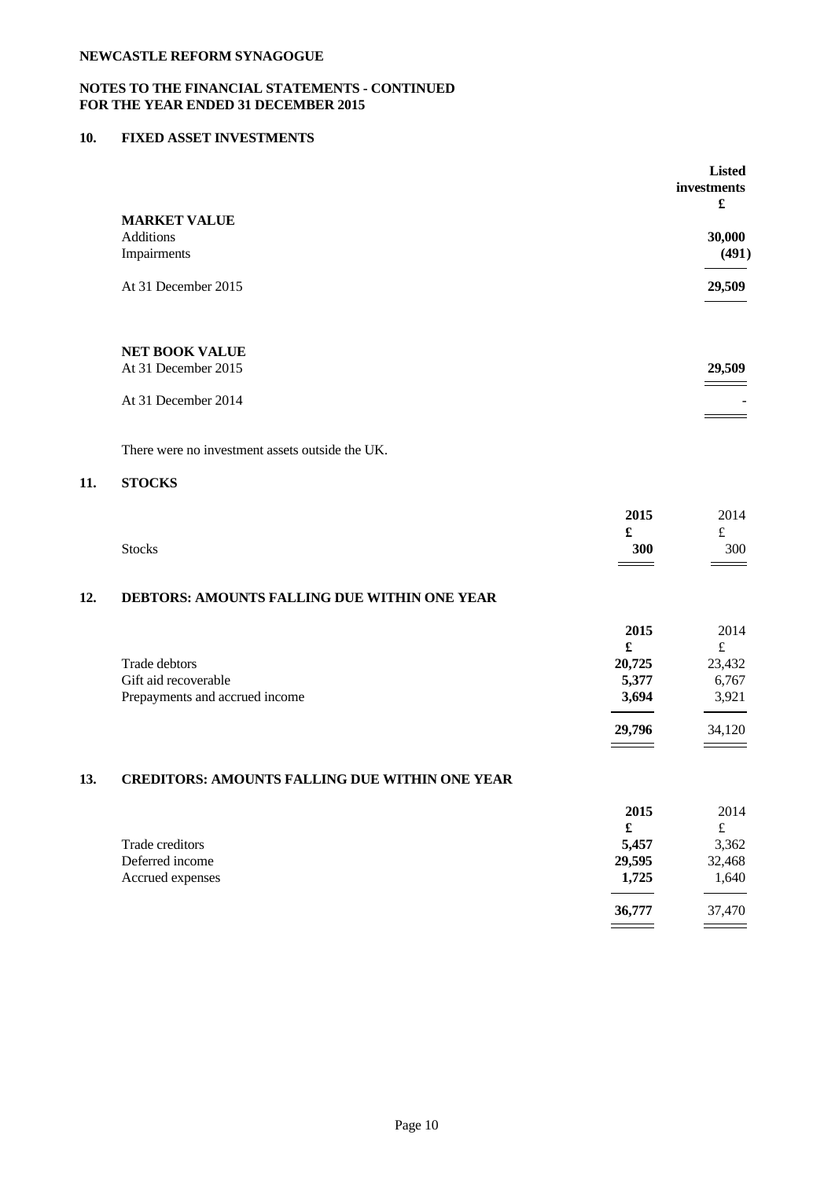**NEWCASTLE REFORM SYNAGOGUE**

**NOTES TO THE FINANCIAL STATEMENTS - CONTINUED**
**FOR THE YEAR ENDED 31 DECEMBER 2015**

## 10. FIXED ASSET INVESTMENTS

| | Listed investments £ |
|---|---|
| **MARKET VALUE** | |
| Additions | 30,000 |
| Impairments | (491) |
| At 31 December 2015 | 29,509 |
| | |
| **NET BOOK VALUE** | |
| At 31 December 2015 | 29,509 |
| At 31 December 2014 | - |

There were no investment assets outside the UK.

## 11. STOCKS

| | 2015 £ | 2014 £ |
|---|---|---|
| Stocks | 300 | 300 |

## 12. DEBTORS: AMOUNTS FALLING DUE WITHIN ONE YEAR

| | 2015 £ | 2014 £ |
|---|---|---|
| Trade debtors | 20,725 | 23,432 |
| Gift aid recoverable | 5,377 | 6,767 |
| Prepayments and accrued income | 3,694 | 3,921 |
| | 29,796 | 34,120 |

## 13. CREDITORS: AMOUNTS FALLING DUE WITHIN ONE YEAR

| | 2015 £ | 2014 £ |
|---|---|---|
| Trade creditors | 5,457 | 3,362 |
| Deferred income | 29,595 | 32,468 |
| Accrued expenses | 1,725 | 1,640 |
| | 36,777 | 37,470 |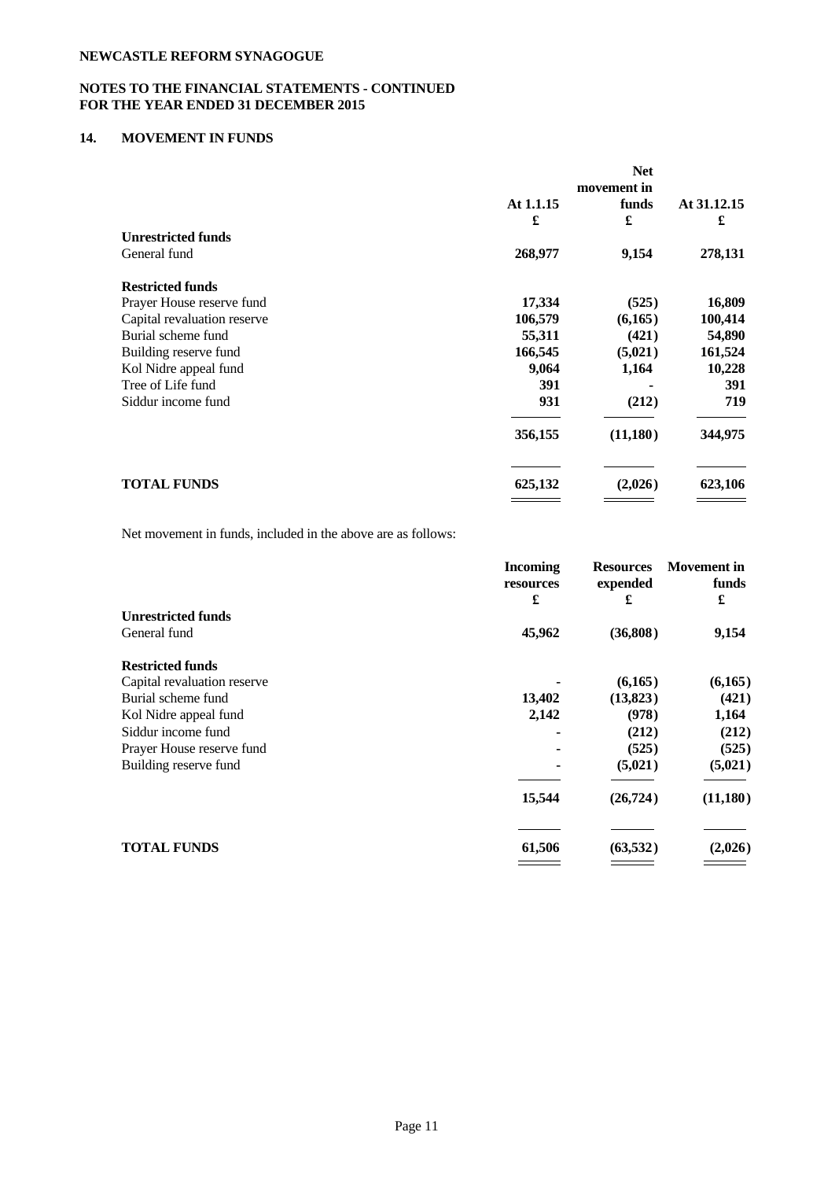NEWCASTLE REFORM SYNAGOGUE

**NOTES TO THE FINANCIAL STATEMENTS - CONTINUED**
**FOR THE YEAR ENDED 31 DECEMBER 2015**

## 14. MOVEMENT IN FUNDS

| | At 1.1.15 | Net movement in funds | At 31.12.15 |
|---|---|---|---|
| | £ | £ | £ |
| **Unrestricted funds** | | | |
| General fund | 268,977 | 9,154 | 278,131 |
| **Restricted funds** | | | |
| Prayer House reserve fund | 17,334 | (525) | 16,809 |
| Capital revaluation reserve | 106,579 | (6,165) | 100,414 |
| Burial scheme fund | 55,311 | (421) | 54,890 |
| Building reserve fund | 166,545 | (5,021) | 161,524 |
| Kol Nidre appeal fund | 9,064 | 1,164 | 10,228 |
| Tree of Life fund | 391 | - | 391 |
| Siddur income fund | 931 | (212) | 719 |
| | 356,155 | (11,180) | 344,975 |
| **TOTAL FUNDS** | 625,132 | (2,026) | 623,106 |

Net movement in funds, included in the above are as follows:

| | Incoming resources | Resources expended | Movement in funds |
|---|---|---|---|
| | £ | £ | £ |
| **Unrestricted funds** | | | |
| General fund | 45,962 | (36,808) | 9,154 |
| **Restricted funds** | | | |
| Capital revaluation reserve | - | (6,165) | (6,165) |
| Burial scheme fund | 13,402 | (13,823) | (421) |
| Kol Nidre appeal fund | 2,142 | (978) | 1,164 |
| Siddur income fund | - | (212) | (212) |
| Prayer House reserve fund | - | (525) | (525) |
| Building reserve fund | - | (5,021) | (5,021) |
| | 15,544 | (26,724) | (11,180) |
| **TOTAL FUNDS** | 61,506 | (63,532) | (2,026) |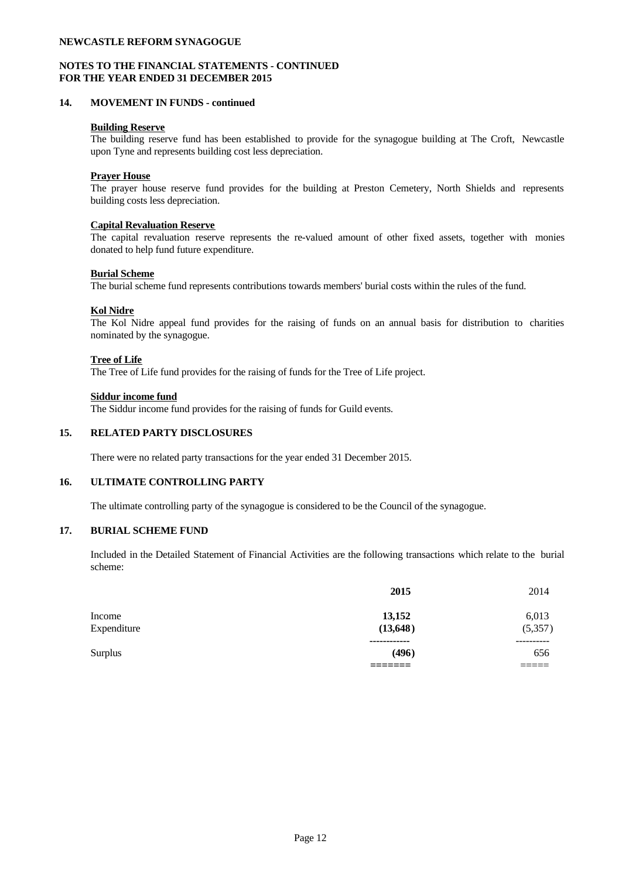**NEWCASTLE REFORM SYNAGOGUE**

**NOTES TO THE FINANCIAL STATEMENTS - CONTINUED**
**FOR THE YEAR ENDED 31 DECEMBER 2015**

## 14. MOVEMENT IN FUNDS - continued

**Building Reserve**
The building reserve fund has been established to provide for the synagogue building at The Croft, Newcastle upon Tyne and represents building cost less depreciation.

**Prayer House**
The prayer house reserve fund provides for the building at Preston Cemetery, North Shields and represents building costs less depreciation.

**Capital Revaluation Reserve**
The capital revaluation reserve represents the re-valued amount of other fixed assets, together with monies donated to help fund future expenditure.

**Burial Scheme**
The burial scheme fund represents contributions towards members' burial costs within the rules of the fund.

**Kol Nidre**
The Kol Nidre appeal fund provides for the raising of funds on an annual basis for distribution to charities nominated by the synagogue.

**Tree of Life**
The Tree of Life fund provides for the raising of funds for the Tree of Life project.

**Siddur income fund**
The Siddur income fund provides for the raising of funds for Guild events.

## 15. RELATED PARTY DISCLOSURES

There were no related party transactions for the year ended 31 December 2015.

## 16. ULTIMATE CONTROLLING PARTY

The ultimate controlling party of the synagogue is considered to be the Council of the synagogue.

## 17. BURIAL SCHEME FUND

Included in the Detailed Statement of Financial Activities are the following transactions which relate to the burial scheme:

| | **2015** | 2014 |
|---|---|---|
| Income | **13,152** | 6,013 |
| Expenditure | **(13,648)** | (5,357) |
| Surplus | **(496)** | 656 |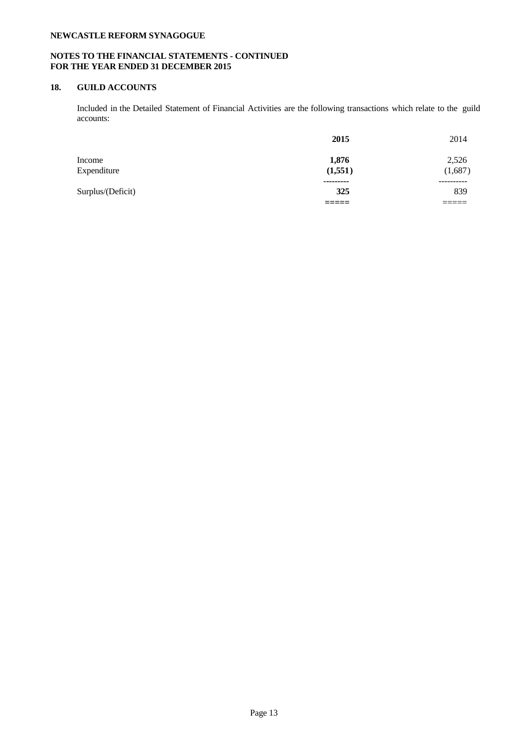**NEWCASTLE REFORM SYNAGOGUE**

**NOTES TO THE FINANCIAL STATEMENTS - CONTINUED**
**FOR THE YEAR ENDED 31 DECEMBER 2015**

## 18. GUILD ACCOUNTS

Included in the Detailed Statement of Financial Activities are the following transactions which relate to the guild accounts:

| | **2015** | 2014 |
|---|---|---|
| Income | **1,876** | 2,526 |
| Expenditure | **(1,551)** | (1,687) |
| Surplus/(Deficit) | **325** | 839 |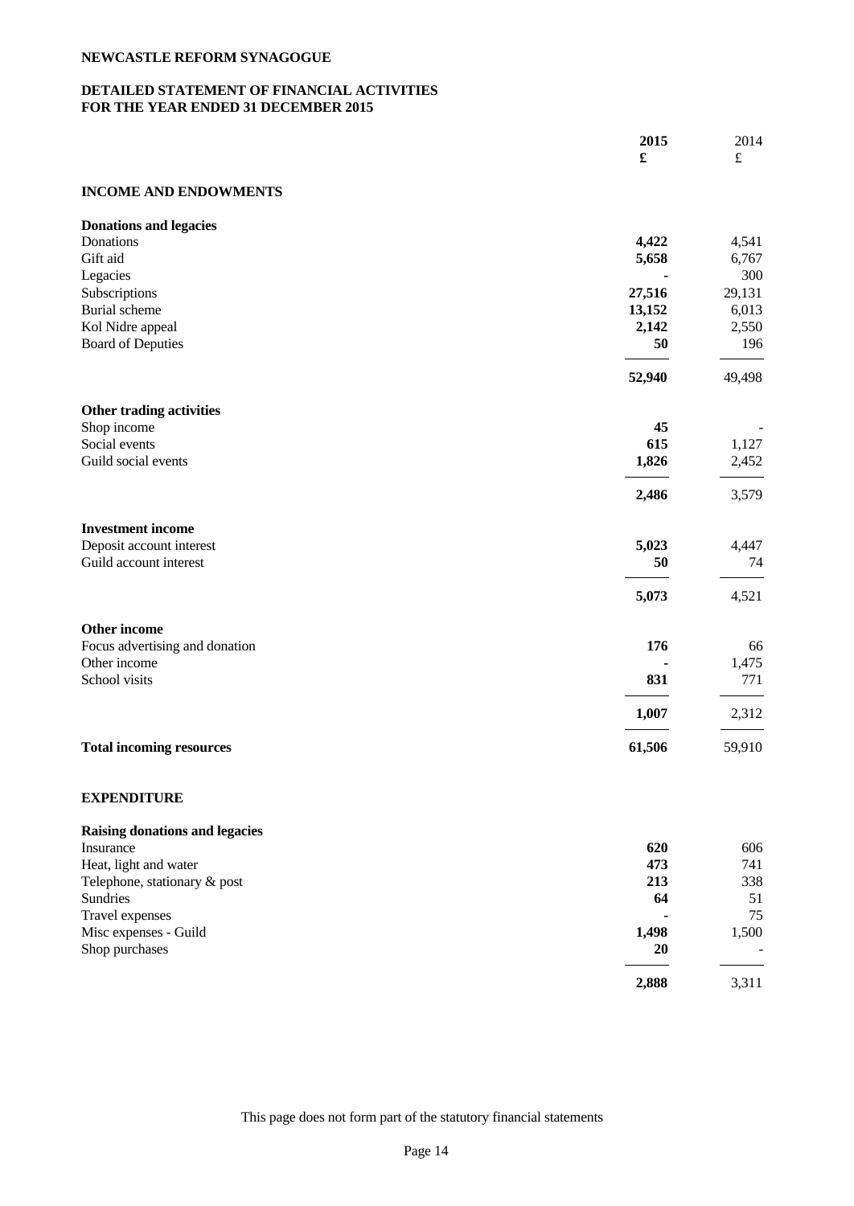**NEWCASTLE REFORM SYNAGOGUE**

**DETAILED STATEMENT OF FINANCIAL ACTIVITIES**
**FOR THE YEAR ENDED 31 DECEMBER 2015**

| | **2015** | 2014 |
|---|---|---|
| | **£** | £ |
| **INCOME AND ENDOWMENTS** | | |
| **Donations and legacies** | | |
| Donations | **4,422** | 4,541 |
| Gift aid | **5,658** | 6,767 |
| Legacies | **-** | 300 |
| Subscriptions | **27,516** | 29,131 |
| Burial scheme | **13,152** | 6,013 |
| Kol Nidre appeal | **2,142** | 2,550 |
| Board of Deputies | **50** | 196 |
| | **52,940** | 49,498 |
| **Other trading activities** | | |
| Shop income | **45** | - |
| Social events | **615** | 1,127 |
| Guild social events | **1,826** | 2,452 |
| | **2,486** | 3,579 |
| **Investment income** | | |
| Deposit account interest | **5,023** | 4,447 |
| Guild account interest | **50** | 74 |
| | **5,073** | 4,521 |
| **Other income** | | |
| Focus advertising and donation | **176** | 66 |
| Other income | **-** | 1,475 |
| School visits | **831** | 771 |
| | **1,007** | 2,312 |
| **Total incoming resources** | **61,506** | 59,910 |
| **EXPENDITURE** | | |
| **Raising donations and legacies** | | |
| Insurance | **620** | 606 |
| Heat, light and water | **473** | 741 |
| Telephone, stationary & post | **213** | 338 |
| Sundries | **64** | 51 |
| Travel expenses | **-** | 75 |
| Misc expenses - Guild | **1,498** | 1,500 |
| Shop purchases | **20** | - |
| | **2,888** | 3,311 |

This page does not form part of the statutory financial statements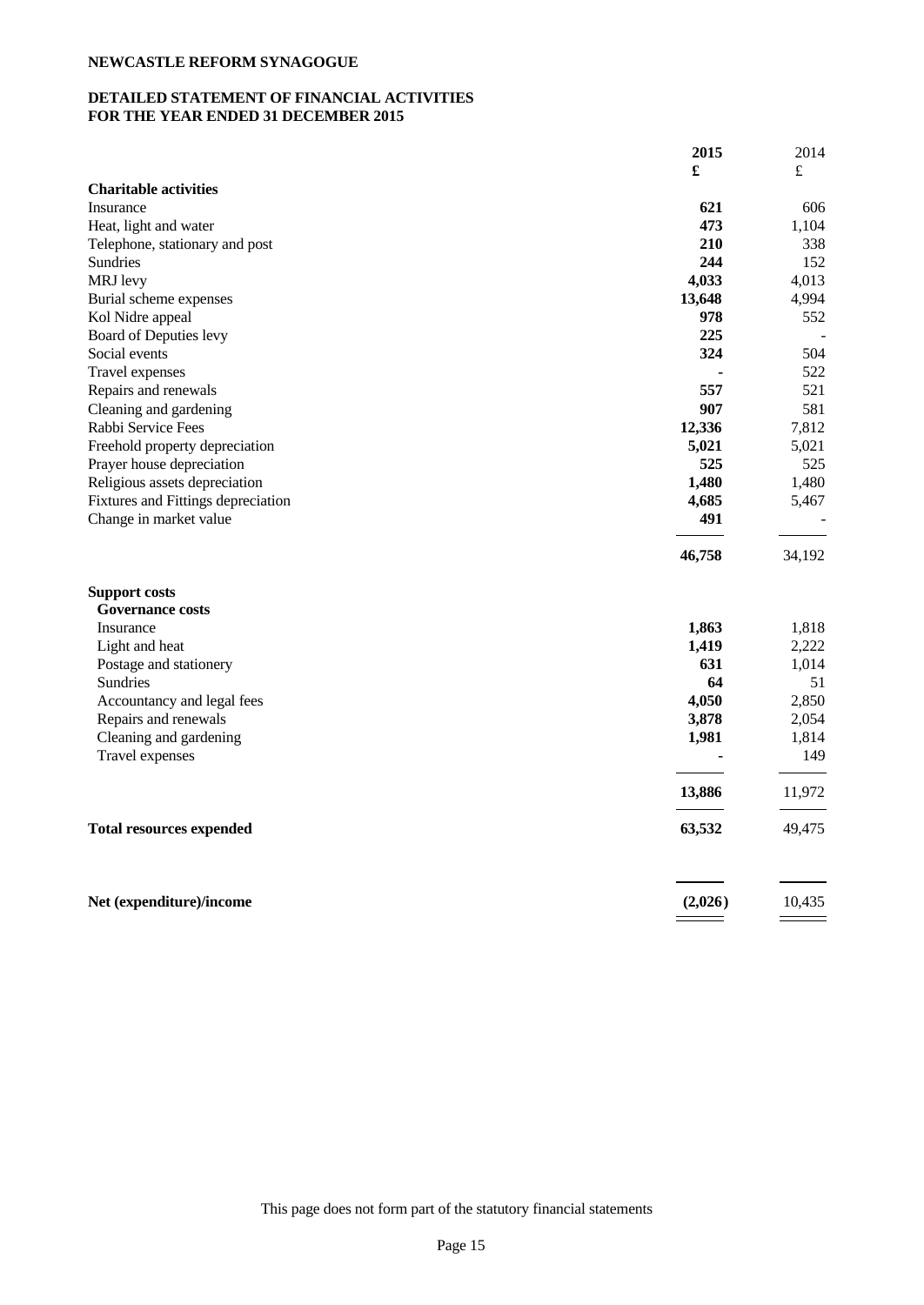**NEWCASTLE REFORM SYNAGOGUE**

**DETAILED STATEMENT OF FINANCIAL ACTIVITIES**
**FOR THE YEAR ENDED 31 DECEMBER 2015**

| | 2015 | 2014 |
|---|---|---|
| | £ | £ |
| **Charitable activities** | | |
| Insurance | 621 | 606 |
| Heat, light and water | 473 | 1,104 |
| Telephone, stationary and post | 210 | 338 |
| Sundries | 244 | 152 |
| MRJ levy | 4,033 | 4,013 |
| Burial scheme expenses | 13,648 | 4,994 |
| Kol Nidre appeal | 978 | 552 |
| Board of Deputies levy | 225 | - |
| Social events | 324 | 504 |
| Travel expenses | - | 522 |
| Repairs and renewals | 557 | 521 |
| Cleaning and gardening | 907 | 581 |
| Rabbi Service Fees | 12,336 | 7,812 |
| Freehold property depreciation | 5,021 | 5,021 |
| Prayer house depreciation | 525 | 525 |
| Religious assets depreciation | 1,480 | 1,480 |
| Fixtures and Fittings depreciation | 4,685 | 5,467 |
| Change in market value | 491 | - |
| | 46,758 | 34,192 |
| **Support costs** | | |
| **Governance costs** | | |
| Insurance | 1,863 | 1,818 |
| Light and heat | 1,419 | 2,222 |
| Postage and stationery | 631 | 1,014 |
| Sundries | 64 | 51 |
| Accountancy and legal fees | 4,050 | 2,850 |
| Repairs and renewals | 3,878 | 2,054 |
| Cleaning and gardening | 1,981 | 1,814 |
| Travel expenses | - | 149 |
| | 13,886 | 11,972 |
| **Total resources expended** | 63,532 | 49,475 |
| **Net (expenditure)/income** | (2,026) | 10,435 |

This page does not form part of the statutory financial statements